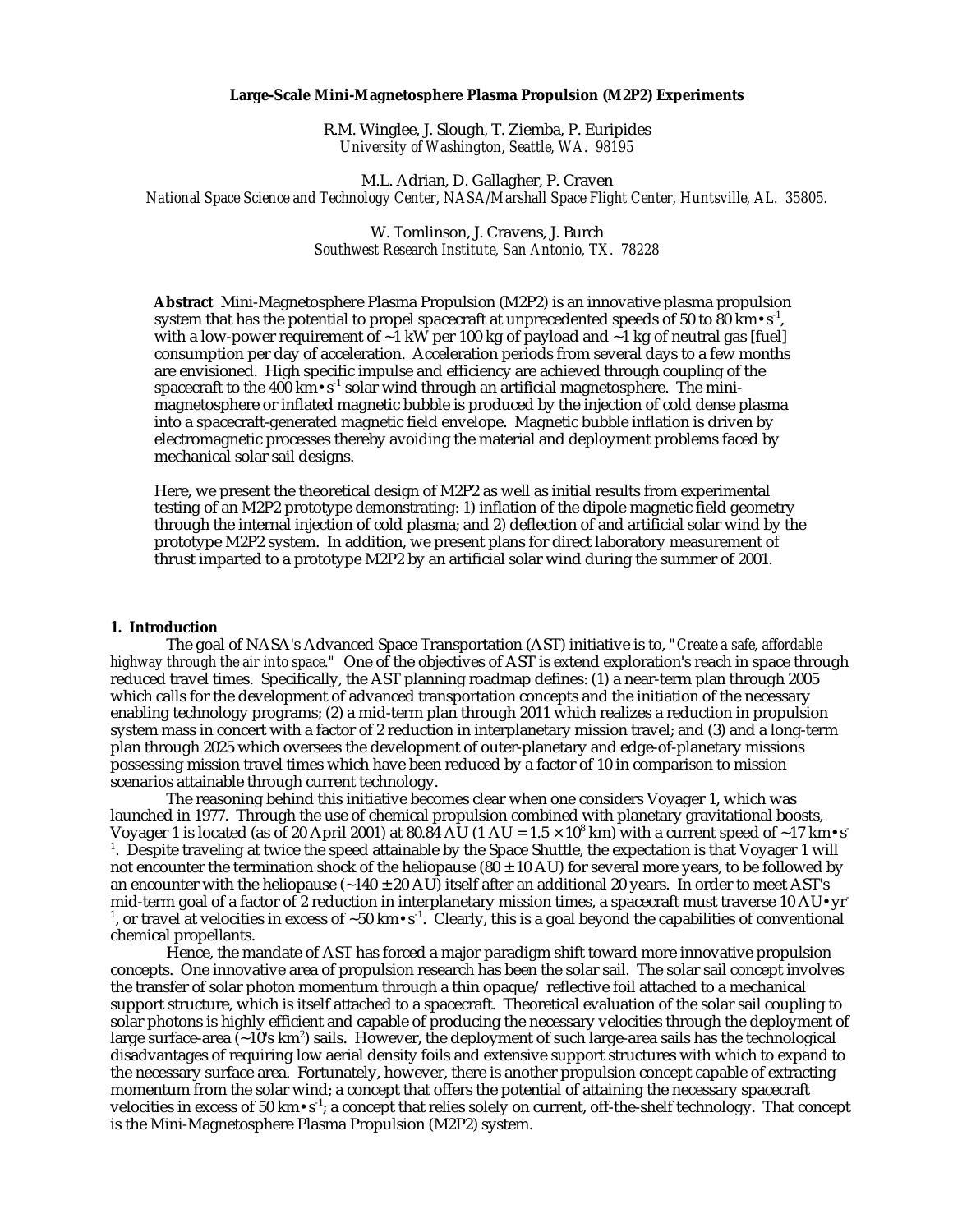# Large-Scale Mini-Magnetosphere Plasma Propulsion (M2P2) Experiments

R.M. Winglee, J. Slough, T. Ziemba, P. Euripides
*University of Washington, Seattle, WA. 98195*

M.L. Adrian, D. Gallagher, P. Craven
*National Space Science and Technology Center, NASA/Marshall Space Flight Center, Huntsville, AL. 35805.*

W. Tomlinson, J. Cravens, J. Burch
*Southwest Research Institute, San Antonio, TX. 78228*

**Abstract** Mini-Magnetosphere Plasma Propulsion (M2P2) is an innovative plasma propulsion system that has the potential to propel spacecraft at unprecedented speeds of 50 to 80 km•s$^{-1}$, with a low-power requirement of ~1 kW per 100 kg of payload and ~1 kg of neutral gas [fuel] consumption per day of acceleration. Acceleration periods from several days to a few months are envisioned. High specific impulse and efficiency are achieved through coupling of the spacecraft to the 400 km•s$^{-1}$ solar wind through an artificial magnetosphere. The mini-magnetosphere or inflated magnetic bubble is produced by the injection of cold dense plasma into a spacecraft-generated magnetic field envelope. Magnetic bubble inflation is driven by electromagnetic processes thereby avoiding the material and deployment problems faced by mechanical solar sail designs.

Here, we present the theoretical design of M2P2 as well as initial results from experimental testing of an M2P2 prototype demonstrating: 1) inflation of the dipole magnetic field geometry through the internal injection of cold plasma; and 2) deflection of and artificial solar wind by the prototype M2P2 system. In addition, we present plans for direct laboratory measurement of thrust imparted to a prototype M2P2 by an artificial solar wind during the summer of 2001.

## 1. Introduction

The goal of NASA's Advanced Space Transportation (AST) initiative is to, *"Create a safe, affordable highway through the air into space."* One of the objectives of AST is extend exploration's reach in space through reduced travel times. Specifically, the AST planning roadmap defines: (1) a near-term plan through 2005 which calls for the development of advanced transportation concepts and the initiation of the necessary enabling technology programs; (2) a mid-term plan through 2011 which realizes a reduction in propulsion system mass in concert with a factor of 2 reduction in interplanetary mission travel; and (3) and a long-term plan through 2025 which oversees the development of outer-planetary and edge-of-planetary missions possessing mission travel times which have been reduced by a factor of 10 in comparison to mission scenarios attainable through current technology.

The reasoning behind this initiative becomes clear when one considers Voyager 1, which was launched in 1977. Through the use of chemical propulsion combined with planetary gravitational boosts, Voyager 1 is located (as of 20 April 2001) at 80.84 AU (1 AU = $1.5 \times 10^8$ km) with a current speed of ~17 km•s$^{-1}$. Despite traveling at twice the speed attainable by the Space Shuttle, the expectation is that Voyager 1 will not encounter the termination shock of the heliopause (80 ± 10 AU) for several more years, to be followed by an encounter with the heliopause (~140 ± 20 AU) itself after an additional 20 years. In order to meet AST's mid-term goal of a factor of 2 reduction in interplanetary mission times, a spacecraft must traverse 10 AU•yr$^{-1}$, or travel at velocities in excess of ~50 km•s$^{-1}$. Clearly, this is a goal beyond the capabilities of conventional chemical propellants.

Hence, the mandate of AST has forced a major paradigm shift toward more innovative propulsion concepts. One innovative area of propulsion research has been the solar sail. The solar sail concept involves the transfer of solar photon momentum through a thin opaque/ reflective foil attached to a mechanical support structure, which is itself attached to a spacecraft. Theoretical evaluation of the solar sail coupling to solar photons is highly efficient and capable of producing the necessary velocities through the deployment of large surface-area (~10's km$^2$) sails. However, the deployment of such large-area sails has the technological disadvantages of requiring low aerial density foils and extensive support structures with which to expand to the necessary surface area. Fortunately, however, there is another propulsion concept capable of extracting momentum from the solar wind; a concept that offers the potential of attaining the necessary spacecraft velocities in excess of 50 km•s$^{-1}$; a concept that relies solely on current, off-the-shelf technology. That concept is the Mini-Magnetosphere Plasma Propulsion (M2P2) system.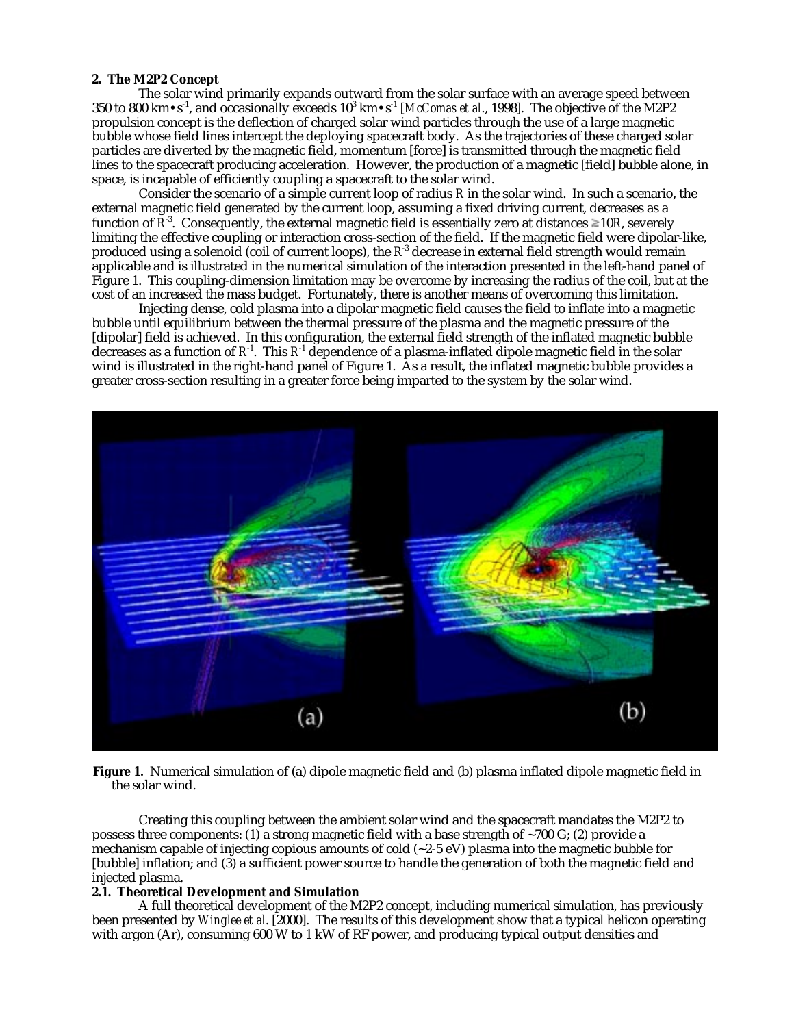## 2. The M2P2 Concept

The solar wind primarily expands outward from the solar surface with an average speed between 350 to 800 km•s$^{-1}$, and occasionally exceeds $10^3$ km•s$^{-1}$ [*McComas et al*., 1998]. The objective of the M2P2 propulsion concept is the deflection of charged solar wind particles through the use of a large magnetic bubble whose field lines intercept the deploying spacecraft body. As the trajectories of these charged solar particles are diverted by the magnetic field, momentum [force] is transmitted through the magnetic field lines to the spacecraft producing acceleration. However, the production of a magnetic [field] bubble alone, in space, is incapable of efficiently coupling a spacecraft to the solar wind.

Consider the scenario of a simple current loop of radius $R$ in the solar wind. In such a scenario, the external magnetic field generated by the current loop, assuming a fixed driving current, decreases as a function of $R^{-3}$. Consequently, the external magnetic field is essentially zero at distances $\gtrsim 10R$, severely limiting the effective coupling or interaction cross-section of the field. If the magnetic field were dipolar-like, produced using a solenoid (coil of current loops), the $R^{-3}$ decrease in external field strength would remain applicable and is illustrated in the numerical simulation of the interaction presented in the left-hand panel of Figure 1. This coupling-dimension limitation may be overcome by increasing the radius of the coil, but at the cost of an increased the mass budget. Fortunately, there is another means of overcoming this limitation.

Injecting dense, cold plasma into a dipolar magnetic field causes the field to inflate into a magnetic bubble until equilibrium between the thermal pressure of the plasma and the magnetic pressure of the [dipolar] field is achieved. In this configuration, the external field strength of the inflated magnetic bubble decreases as a function of $R^{-1}$. This $R^{-1}$ dependence of a plasma-inflated dipole magnetic field in the solar wind is illustrated in the right-hand panel of Figure 1. As a result, the inflated magnetic bubble provides a greater cross-section resulting in a greater force being imparted to the system by the solar wind.

**Figure 1.** Numerical simulation of (a) dipole magnetic field and (b) plasma inflated dipole magnetic field in the solar wind.

Creating this coupling between the ambient solar wind and the spacecraft mandates the M2P2 to possess three components: (1) a strong magnetic field with a base strength of ~700 G; (2) provide a mechanism capable of injecting copious amounts of cold (~2-5 eV) plasma into the magnetic bubble for [bubble] inflation; and (3) a sufficient power source to handle the generation of both the magnetic field and injected plasma.

### 2.1. Theoretical Development and Simulation

A full theoretical development of the M2P2 concept, including numerical simulation, has previously been presented by *Winglee et al*. [2000]. The results of this development show that a typical helicon operating with argon (Ar), consuming 600 W to 1 kW of RF power, and producing typical output densities and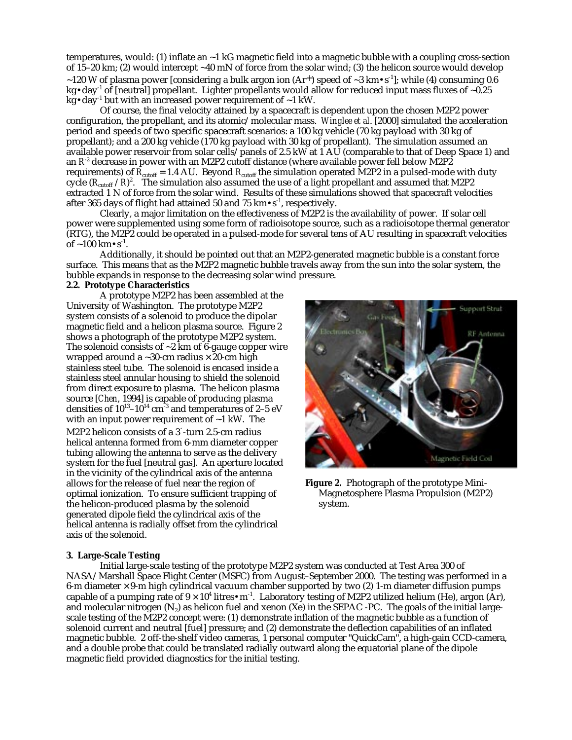temperatures, would: (1) inflate an ~1 kG magnetic field into a magnetic bubble with a coupling cross-section of 15–20 km; (2) would intercept ~40 mN of force from the solar wind; (3) the helicon source would develop ~120 W of plasma power [considering a bulk argon ion ($Ar^+$) speed of ~3 km•s$^{-1}$]; while (4) consuming 0.6 kg•day$^{-1}$ of [neutral] propellant. Lighter propellants would allow for reduced input mass fluxes of ~0.25 kg•day$^{-1}$ but with an increased power requirement of ~1 kW.

Of course, the final velocity attained by a spacecraft is dependent upon the chosen M2P2 power configuration, the propellant, and its atomic/molecular mass. *Winglee et al.* [2000] simulated the acceleration period and speeds of two specific spacecraft scenarios: a 100 kg vehicle (70 kg payload with 30 kg of propellant); and a 200 kg vehicle (170 kg payload with 30 kg of propellant). The simulation assumed an available power reservoir from solar cells/panels of 2.5 kW at 1 AU (comparable to that of Deep Space 1) and an $R^{-2}$ decrease in power with an M2P2 cutoff distance (where available power fell below M2P2 requirements) of $R_{cutoff} = 1.4$ AU. Beyond $R_{cutoff}$ the simulation operated M2P2 in a pulsed-mode with duty cycle $(R_{cutoff}/R)^2$. The simulation also assumed the use of a light propellant and assumed that M2P2 extracted 1 N of force from the solar wind. Results of these simulations showed that spacecraft velocities after 365 days of flight had attained 50 and 75 km•s$^{-1}$, respectively.

Clearly, a major limitation on the effectiveness of M2P2 is the availability of power. If solar cell power were supplemented using some form of radioisotope source, such as a radioisotope thermal generator (RTG), the M2P2 could be operated in a pulsed-mode for several tens of AU resulting in spacecraft velocities of ~100 km•s$^{-1}$.

Additionally, it should be pointed out that an M2P2-generated magnetic bubble is a constant force surface. This means that as the M2P2 magnetic bubble travels away from the sun into the solar system, the bubble expands in response to the decreasing solar wind pressure.

**2.2. Prototype Characteristics**

A prototype M2P2 has been assembled at the University of Washington. The prototype M2P2 system consists of a solenoid to produce the dipolar magnetic field and a helicon plasma source. Figure 2 shows a photograph of the prototype M2P2 system. The solenoid consists of ~2 km of 6-gauge copper wire wrapped around a ~30-cm radius × 20-cm high stainless steel tube. The solenoid is encased inside a stainless steel annular housing to shield the solenoid from direct exposure to plasma. The helicon plasma source [*Chen*, 1994] is capable of producing plasma densities of $10^{13}$–$10^{14}$ cm$^{-3}$ and temperatures of 2–5 eV with an input power requirement of ~1 kW. The M2P2 helicon consists of a 3´-turn 2.5-cm radius helical antenna formed from 6-mm diameter copper tubing allowing the antenna to serve as the delivery system for the fuel [neutral gas]. An aperture located in the vicinity of the cylindrical axis of the antenna allows for the release of fuel near the region of optimal ionization. To ensure sufficient trapping of the helicon-produced plasma by the solenoid generated dipole field the cylindrical axis of the helical antenna is radially offset from the cylindrical axis of the solenoid.

**Figure 2.** Photograph of the prototype Mini-Magnetosphere Plasma Propulsion (M2P2) system.

**3. Large-Scale Testing**

Initial large-scale testing of the prototype M2P2 system was conducted at Test Area 300 of NASA/Marshall Space Flight Center (MSFC) from August–September 2000. The testing was performed in a 6-m diameter × 9-m high cylindrical vacuum chamber supported by two (2) 1-m diameter diffusion pumps capable of a pumping rate of $9 \times 10^4$ litres•m$^{-1}$. Laboratory testing of M2P2 utilized helium (He), argon (Ar), and molecular nitrogen ($N_2$) as helicon fuel and xenon (Xe) in the SEPAC -PC. The goals of the initial large-scale testing of the M2P2 concept were: (1) demonstrate inflation of the magnetic bubble as a function of solenoid current and neutral [fuel] pressure; and (2) demonstrate the deflection capabilities of an inflated magnetic bubble. 2 off-the-shelf video cameras, 1 personal computer "QuickCam", a high-gain CCD-camera, and a double probe that could be translated radially outward along the equatorial plane of the dipole magnetic field provided diagnostics for the initial testing.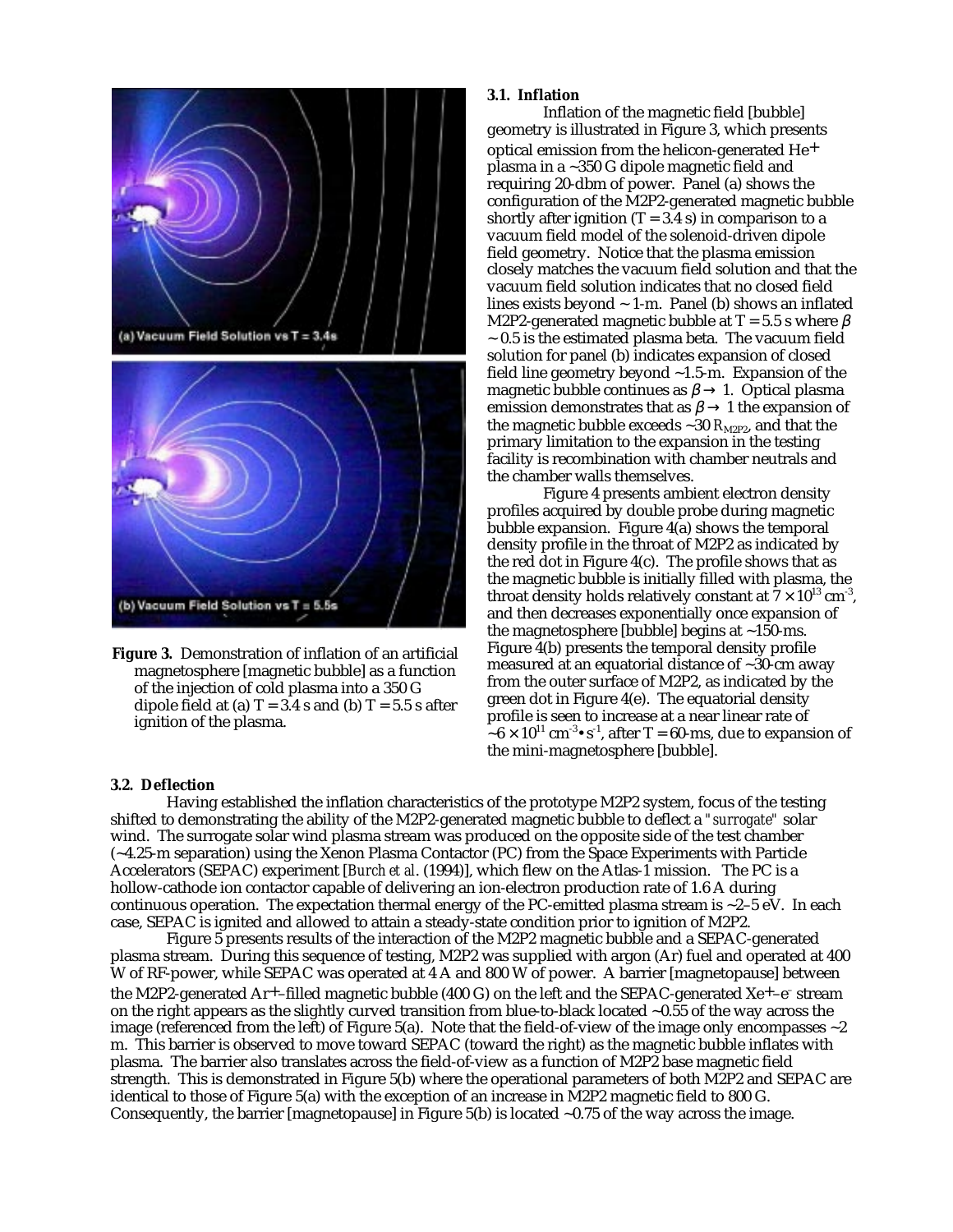**Figure 3.** Demonstration of inflation of an artificial magnetosphere [magnetic bubble] as a function of the injection of cold plasma into a 350 G dipole field at (a) T = 3.4 s and (b) T = 5.5 s after ignition of the plasma.

### 3.1. Inflation

Inflation of the magnetic field [bubble] geometry is illustrated in Figure 3, which presents optical emission from the helicon-generated $He^{+}$ plasma in a ~350 G dipole magnetic field and requiring 20-dbm of power. Panel (a) shows the configuration of the M2P2-generated magnetic bubble shortly after ignition (T = 3.4 s) in comparison to a vacuum field model of the solenoid-driven dipole field geometry. Notice that the plasma emission closely matches the vacuum field solution and that the vacuum field solution indicates that no closed field lines exists beyond ~ 1-m. Panel (b) shows an inflated M2P2-generated magnetic bubble at T = 5.5 s where $\beta$ ~ 0.5 is the estimated plasma beta. The vacuum field solution for panel (b) indicates expansion of closed field line geometry beyond ~1.5-m. Expansion of the magnetic bubble continues as $\beta \rightarrow 1$. Optical plasma emission demonstrates that as $\beta \rightarrow 1$ the expansion of the magnetic bubble exceeds ~30 $R_{M2P2}$, and that the primary limitation to the expansion in the testing facility is recombination with chamber neutrals and the chamber walls themselves.

Figure 4 presents ambient electron density profiles acquired by double probe during magnetic bubble expansion. Figure 4(a) shows the temporal density profile in the throat of M2P2 as indicated by the red dot in Figure 4(c). The profile shows that as the magnetic bubble is initially filled with plasma, the throat density holds relatively constant at $7 \times 10^{13}$ cm$^{-3}$, and then decreases exponentially once expansion of the magnetosphere [bubble] begins at ~150-ms. Figure 4(b) presents the temporal density profile measured at an equatorial distance of ~30-cm away from the outer surface of M2P2, as indicated by the green dot in Figure 4(e). The equatorial density profile is seen to increase at a near linear rate of ~$6 \times 10^{11}$ cm$^{-3}\bullet$s$^{-1}$, after T = 60-ms, due to expansion of the mini-magnetosphere [bubble].

### 3.2. Deflection

Having established the inflation characteristics of the prototype M2P2 system, focus of the testing shifted to demonstrating the ability of the M2P2-generated magnetic bubble to deflect a *"surrogate"* solar wind. The surrogate solar wind plasma stream was produced on the opposite side of the test chamber (~4.25-m separation) using the Xenon Plasma Contactor (PC) from the Space Experiments with Particle Accelerators (SEPAC) experiment [*Burch et al.* (1994)], which flew on the Atlas-1 mission. The PC is a hollow-cathode ion contactor capable of delivering an ion-electron production rate of 1.6 A during continuous operation. The expectation thermal energy of the PC-emitted plasma stream is ~2–5 eV. In each case, SEPAC is ignited and allowed to attain a steady-state condition prior to ignition of M2P2.

Figure 5 presents results of the interaction of the M2P2 magnetic bubble and a SEPAC-generated plasma stream. During this sequence of testing, M2P2 was supplied with argon (Ar) fuel and operated at 400 W of RF-power, while SEPAC was operated at 4 A and 800 W of power. A barrier [magnetopause] between the M2P2-generated $Ar^{+}$–filled magnetic bubble (400 G) on the left and the SEPAC-generated $Xe^{+}$–$e^{-}$ stream on the right appears as the slightly curved transition from blue-to-black located ~0.55 of the way across the image (referenced from the left) of Figure 5(a). Note that the field-of-view of the image only encompasses ~2 m. This barrier is observed to move toward SEPAC (toward the right) as the magnetic bubble inflates with plasma. The barrier also translates across the field-of-view as a function of M2P2 base magnetic field strength. This is demonstrated in Figure 5(b) where the operational parameters of both M2P2 and SEPAC are identical to those of Figure 5(a) with the exception of an increase in M2P2 magnetic field to 800 G. Consequently, the barrier [magnetopause] in Figure 5(b) is located ~0.75 of the way across the image.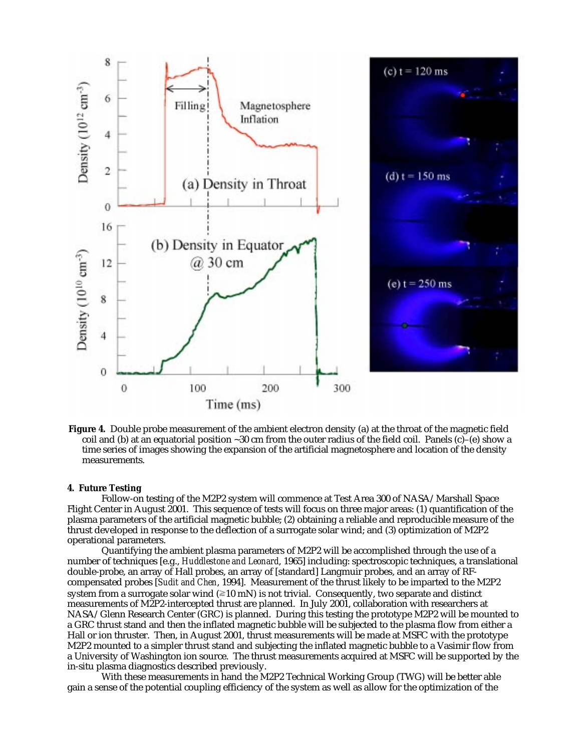**Figure 4.** Double probe measurement of the ambient electron density (a) at the throat of the magnetic field coil and (b) at an equatorial position ~30 cm from the outer radius of the field coil. Panels (c)–(e) show a time series of images showing the expansion of the artificial magnetosphere and location of the density measurements.

**4. Future Testing**

Follow-on testing of the M2P2 system will commence at Test Area 300 of NASA/Marshall Space Flight Center in August 2001. This sequence of tests will focus on three major areas: (1) quantification of the plasma parameters of the artificial magnetic bubble; (2) obtaining a reliable and reproducible measure of the thrust developed in response to the deflection of a surrogate solar wind; and (3) optimization of M2P2 operational parameters.

Quantifying the ambient plasma parameters of M2P2 will be accomplished through the use of a number of techniques [e.g., *Huddlestone and Leonard*, 1965] including: spectroscopic techniques, a translational double-probe, an array of Hall probes, an array of [standard] Langmuir probes, and an array of RF-compensated probes [*Sudit and Chen*, 1994]. Measurement of the thrust likely to be imparted to the M2P2 system from a surrogate solar wind (≳10 mN) is not trivial. Consequently, two separate and distinct measurements of M2P2-intercepted thrust are planned. In July 2001, collaboration with researchers at NASA/Glenn Research Center (GRC) is planned. During this testing the prototype M2P2 will be mounted to a GRC thrust stand and then the inflated magnetic bubble will be subjected to the plasma flow from either a Hall or ion thruster. Then, in August 2001, thrust measurements will be made at MSFC with the prototype M2P2 mounted to a simpler thrust stand and subjecting the inflated magnetic bubble to a Vasimir flow from a University of Washington ion source. The thrust measurements acquired at MSFC will be supported by the in-situ plasma diagnostics described previously.

With these measurements in hand the M2P2 Technical Working Group (TWG) will be better able gain a sense of the potential coupling efficiency of the system as well as allow for the optimization of the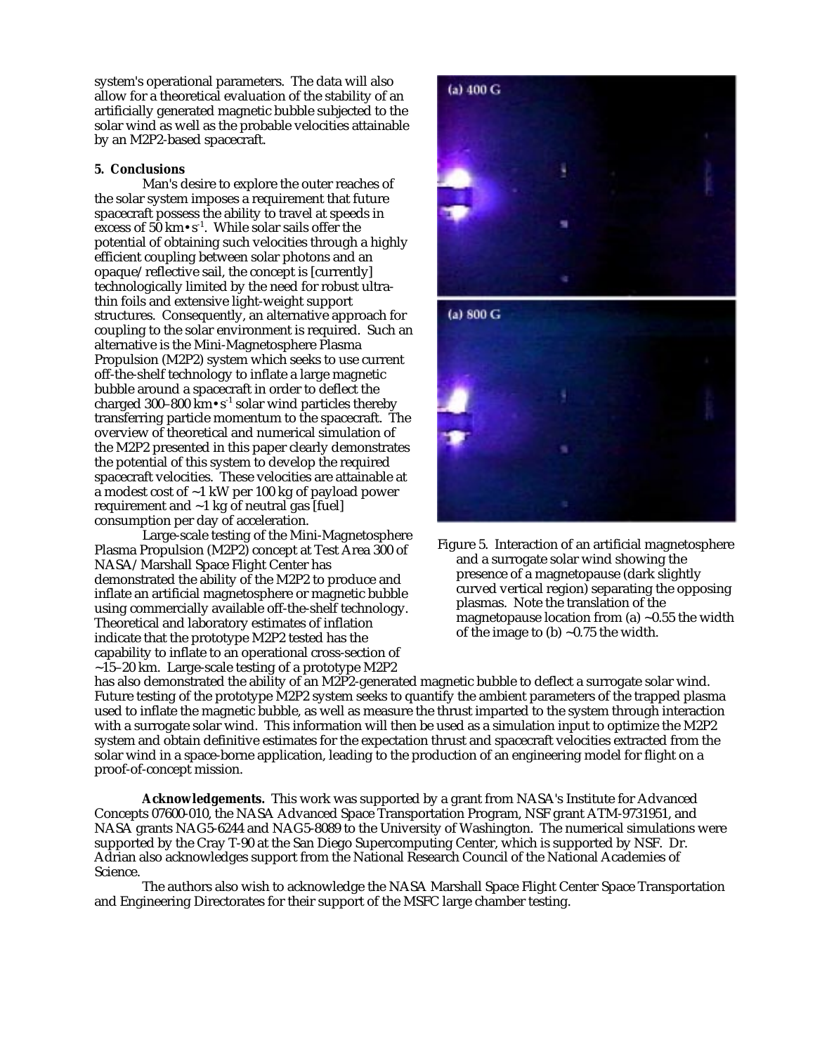system's operational parameters. The data will also allow for a theoretical evaluation of the stability of an artificially generated magnetic bubble subjected to the solar wind as well as the probable velocities attainable by an M2P2-based spacecraft.

## 5. Conclusions

Man's desire to explore the outer reaches of the solar system imposes a requirement that future spacecraft possess the ability to travel at speeds in excess of 50 km•s$^{-1}$. While solar sails offer the potential of obtaining such velocities through a highly efficient coupling between solar photons and an opaque/reflective sail, the concept is [currently] technologically limited by the need for robust ultra-thin foils and extensive light-weight support structures. Consequently, an alternative approach for coupling to the solar environment is required. Such an alternative is the Mini-Magnetosphere Plasma Propulsion (M2P2) system which seeks to use current off-the-shelf technology to inflate a large magnetic bubble around a spacecraft in order to deflect the charged 300–800 km•s$^{-1}$ solar wind particles thereby transferring particle momentum to the spacecraft. The overview of theoretical and numerical simulation of the M2P2 presented in this paper clearly demonstrates the potential of this system to develop the required spacecraft velocities. These velocities are attainable at a modest cost of ~1 kW per 100 kg of payload power requirement and ~1 kg of neutral gas [fuel] consumption per day of acceleration.

Large-scale testing of the Mini-Magnetosphere Plasma Propulsion (M2P2) concept at Test Area 300 of NASA/Marshall Space Flight Center has demonstrated the ability of the M2P2 to produce and inflate an artificial magnetosphere or magnetic bubble using commercially available off-the-shelf technology. Theoretical and laboratory estimates of inflation indicate that the prototype M2P2 tested has the capability to inflate to an operational cross-section of ~15–20 km. Large-scale testing of a prototype M2P2 has also demonstrated the ability of an M2P2-generated magnetic bubble to deflect a surrogate solar wind. Future testing of the prototype M2P2 system seeks to quantify the ambient parameters of the trapped plasma used to inflate the magnetic bubble, as well as measure the thrust imparted to the system through interaction with a surrogate solar wind. This information will then be used as a simulation input to optimize the M2P2 system and obtain definitive estimates for the expectation thrust and spacecraft velocities extracted from the solar wind in a space-borne application, leading to the production of an engineering model for flight on a proof-of-concept mission.

(a) 400 G

(a) 800 G

Figure 5. Interaction of an artificial magnetosphere and a surrogate solar wind showing the presence of a magnetopause (dark slightly curved vertical region) separating the opposing plasmas. Note the translation of the magnetopause location from (a) ~0.55 the width of the image to (b) ~0.75 the width.

**Acknowledgements.** This work was supported by a grant from NASA's Institute for Advanced Concepts 07600-010, the NASA Advanced Space Transportation Program, NSF grant ATM-9731951, and NASA grants NAG5-6244 and NAG5-8089 to the University of Washington. The numerical simulations were supported by the Cray T-90 at the San Diego Supercomputing Center, which is supported by NSF. Dr. Adrian also acknowledges support from the National Research Council of the National Academies of Science.

The authors also wish to acknowledge the NASA Marshall Space Flight Center Space Transportation and Engineering Directorates for their support of the MSFC large chamber testing.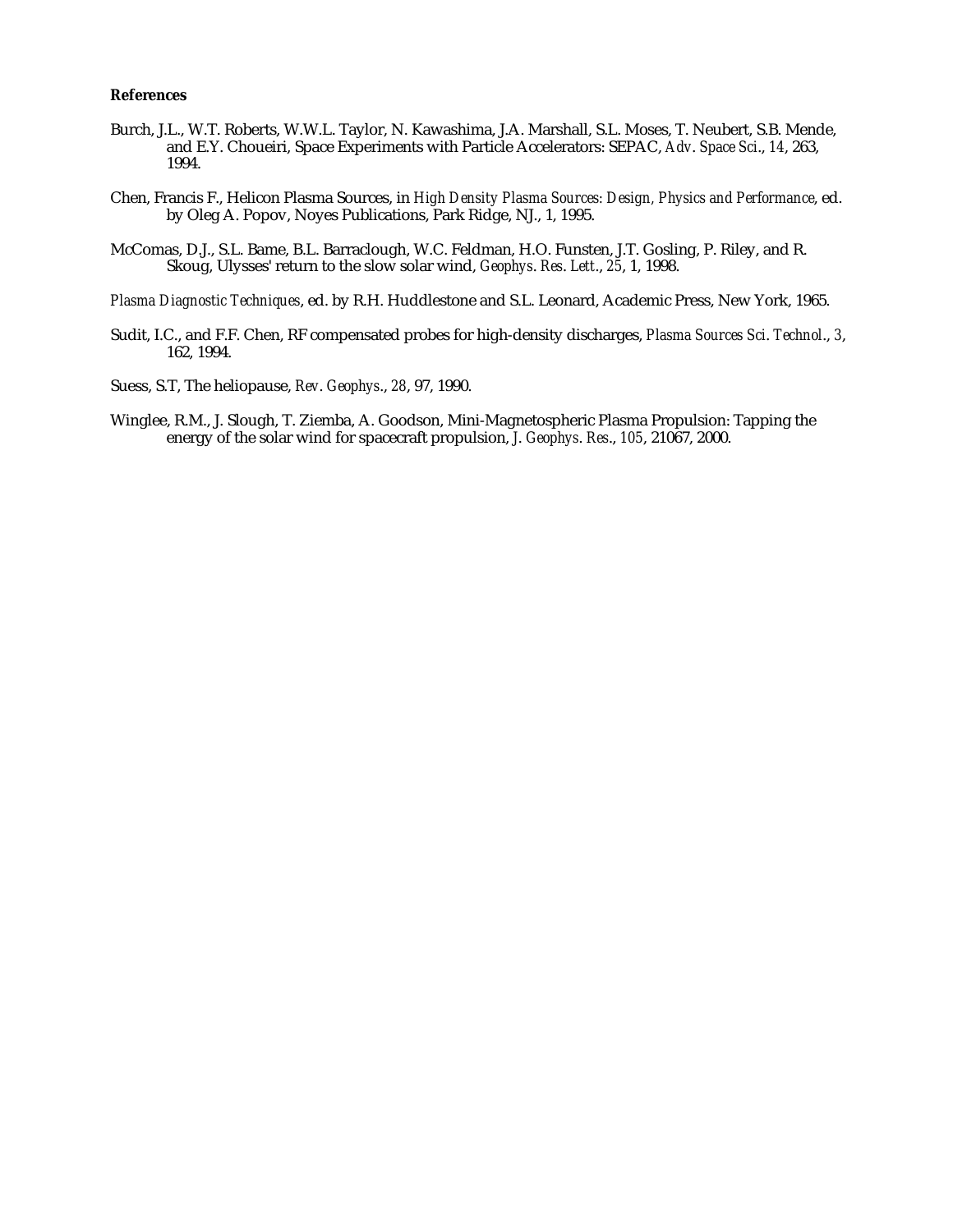**References**

Burch, J.L., W.T. Roberts, W.W.L. Taylor, N. Kawashima, J.A. Marshall, S.L. Moses, T. Neubert, S.B. Mende, and E.Y. Choueiri, Space Experiments with Particle Accelerators: SEPAC, *Adv. Space Sci.*, *14*, 263, 1994.

Chen, Francis F., Helicon Plasma Sources, in *High Density Plasma Sources: Design, Physics and Performance*, ed. by Oleg A. Popov, Noyes Publications, Park Ridge, NJ., 1, 1995.

McComas, D.J., S.L. Bame, B.L. Barraclough, W.C. Feldman, H.O. Funsten, J.T. Gosling, P. Riley, and R. Skoug, Ulysses' return to the slow solar wind, *Geophys. Res. Lett.*, *25*, 1, 1998.

*Plasma Diagnostic Techniques*, ed. by R.H. Huddlestone and S.L. Leonard, Academic Press, New York, 1965.

Sudit, I.C., and F.F. Chen, RF compensated probes for high-density discharges, *Plasma Sources Sci. Technol.*, *3*, 162, 1994.

Suess, S.T, The heliopause, *Rev. Geophys.*, *28*, 97, 1990.

Winglee, R.M., J. Slough, T. Ziemba, A. Goodson, Mini-Magnetospheric Plasma Propulsion: Tapping the energy of the solar wind for spacecraft propulsion, *J. Geophys. Res.*, *105*, 21067, 2000.